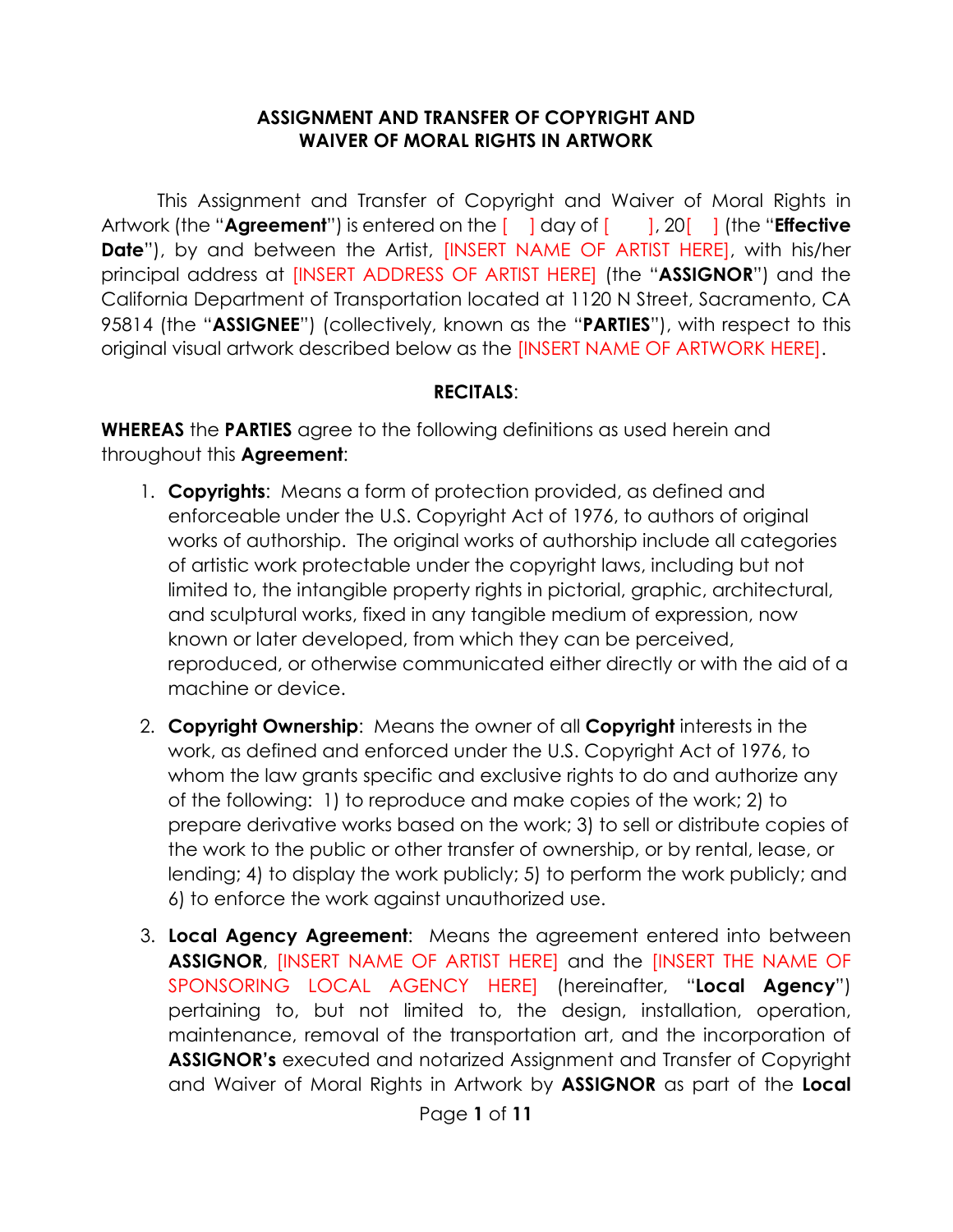**ASSIGNMENT AND TRANSFER OF COPYRIGHT AND WAIVER OF MORAL RIGHTS IN ARTWORK**

This Assignment and Transfer of Copyright and Waiver of Moral Rights in Artwork (the "**Agreement**") is entered on the [ ] day of [ ], 20[ ] (the "**Effective Date**"), by and between the Artist, [INSERT NAME OF ARTIST HERE], with his/her principal address at [INSERT ADDRESS OF ARTIST HERE] (the "**ASSIGNOR**") and the California Department of Transportation located at 1120 N Street, Sacramento, CA 95814 (the "**ASSIGNEE**") (collectively, known as the "**PARTIES**"), with respect to this original visual artwork described below as the [INSERT NAME OF ARTWORK HERE].

**RECITALS**:

**WHEREAS** the **PARTIES** agree to the following definitions as used herein and throughout this **Agreement**:

1. **Copyrights**: Means a form of protection provided, as defined and enforceable under the U.S. Copyright Act of 1976, to authors of original works of authorship. The original works of authorship include all categories of artistic work protectable under the copyright laws, including but not limited to, the intangible property rights in pictorial, graphic, architectural, and sculptural works, fixed in any tangible medium of expression, now known or later developed, from which they can be perceived, reproduced, or otherwise communicated either directly or with the aid of a machine or device.

2. **Copyright Ownership**: Means the owner of all **Copyright** interests in the work, as defined and enforced under the U.S. Copyright Act of 1976, to whom the law grants specific and exclusive rights to do and authorize any of the following: 1) to reproduce and make copies of the work; 2) to prepare derivative works based on the work; 3) to sell or distribute copies of the work to the public or other transfer of ownership, or by rental, lease, or lending; 4) to display the work publicly; 5) to perform the work publicly; and 6) to enforce the work against unauthorized use.

3. **Local Agency Agreement**: Means the agreement entered into between **ASSIGNOR**, [INSERT NAME OF ARTIST HERE] and the [INSERT THE NAME OF SPONSORING LOCAL AGENCY HERE] (hereinafter, "**Local Agency**") pertaining to, but not limited to, the design, installation, operation, maintenance, removal of the transportation art, and the incorporation of **ASSIGNOR's** executed and notarized Assignment and Transfer of Copyright and Waiver of Moral Rights in Artwork by **ASSIGNOR** as part of the **Local**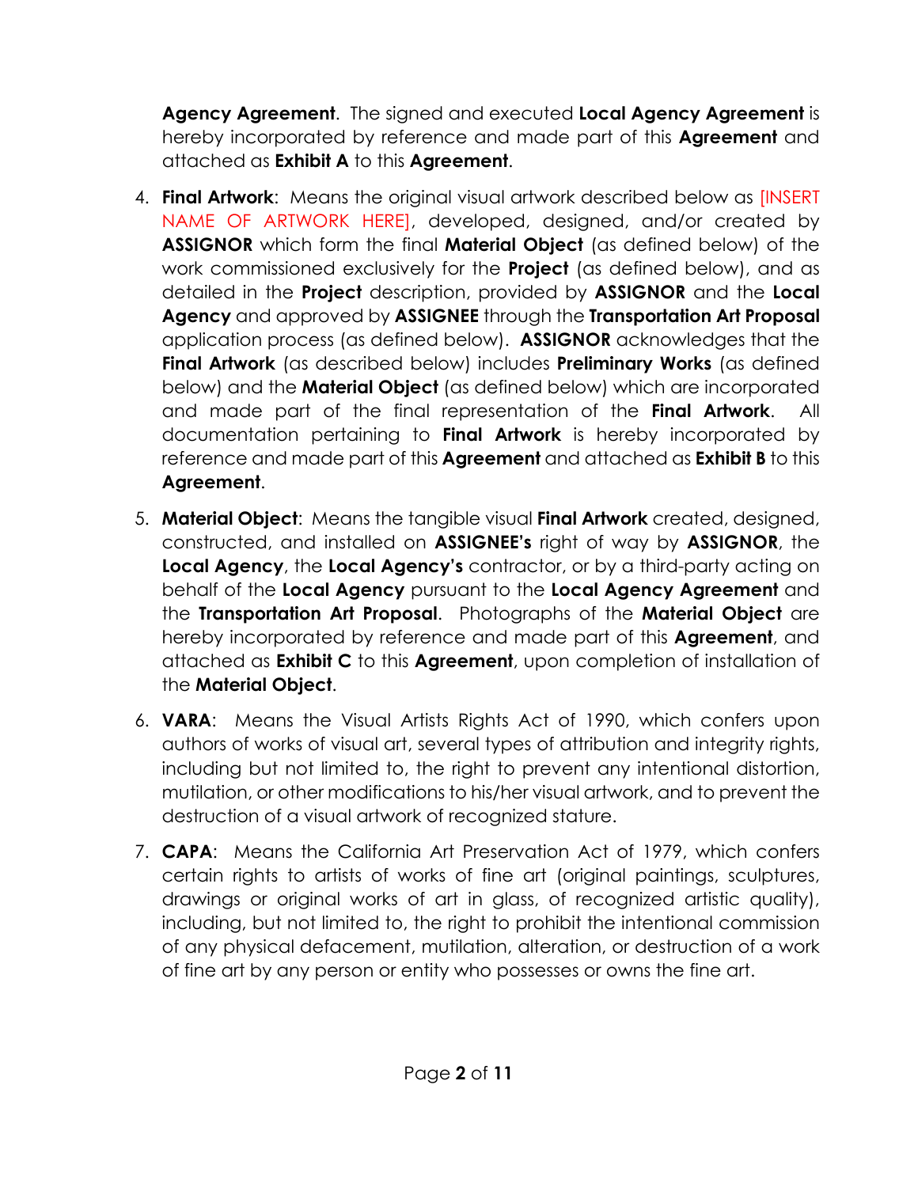**Agency Agreement**. The signed and executed **Local Agency Agreement** is hereby incorporated by reference and made part of this **Agreement** and attached as **Exhibit A** to this **Agreement**.

4. **Final Artwork**: Means the original visual artwork described below as [INSERT NAME OF ARTWORK HERE], developed, designed, and/or created by **ASSIGNOR** which form the final **Material Object** (as defined below) of the work commissioned exclusively for the **Project** (as defined below), and as detailed in the **Project** description, provided by **ASSIGNOR** and the **Local Agency** and approved by **ASSIGNEE** through the **Transportation Art Proposal** application process (as defined below). **ASSIGNOR** acknowledges that the **Final Artwork** (as described below) includes **Preliminary Works** (as defined below) and the **Material Object** (as defined below) which are incorporated and made part of the final representation of the **Final Artwork**. All documentation pertaining to **Final Artwork** is hereby incorporated by reference and made part of this **Agreement** and attached as **Exhibit B** to this **Agreement**.

5. **Material Object**: Means the tangible visual **Final Artwork** created, designed, constructed, and installed on **ASSIGNEE's** right of way by **ASSIGNOR**, the **Local Agency**, the **Local Agency's** contractor, or by a third-party acting on behalf of the **Local Agency** pursuant to the **Local Agency Agreement** and the **Transportation Art Proposal**. Photographs of the **Material Object** are hereby incorporated by reference and made part of this **Agreement**, and attached as **Exhibit C** to this **Agreement**, upon completion of installation of the **Material Object**.

6. **VARA**: Means the Visual Artists Rights Act of 1990, which confers upon authors of works of visual art, several types of attribution and integrity rights, including but not limited to, the right to prevent any intentional distortion, mutilation, or other modifications to his/her visual artwork, and to prevent the destruction of a visual artwork of recognized stature.

7. **CAPA**: Means the California Art Preservation Act of 1979, which confers certain rights to artists of works of fine art (original paintings, sculptures, drawings or original works of art in glass, of recognized artistic quality), including, but not limited to, the right to prohibit the intentional commission of any physical defacement, mutilation, alteration, or destruction of a work of fine art by any person or entity who possesses or owns the fine art.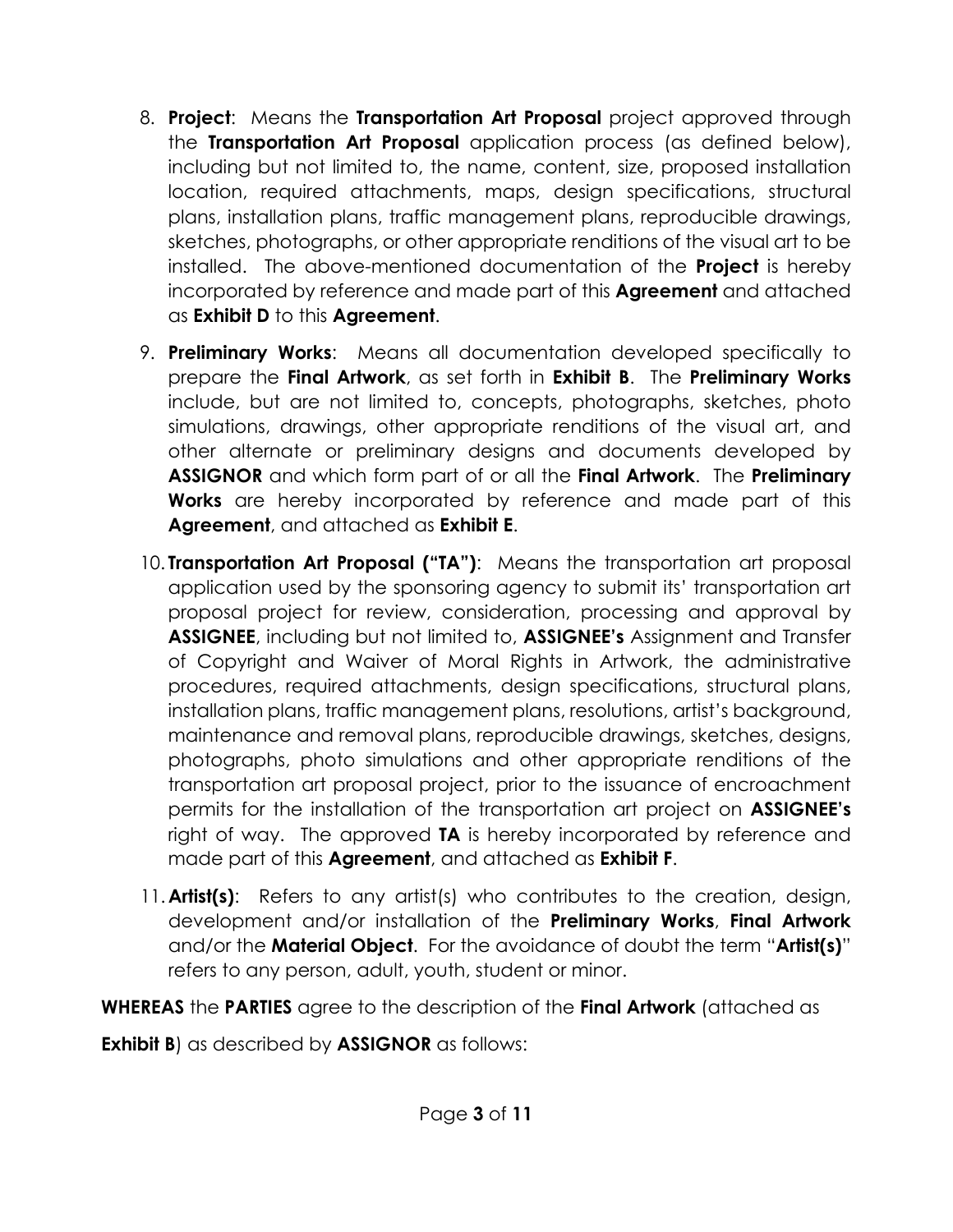8. **Project**: Means the **Transportation Art Proposal** project approved through the **Transportation Art Proposal** application process (as defined below), including but not limited to, the name, content, size, proposed installation location, required attachments, maps, design specifications, structural plans, installation plans, traffic management plans, reproducible drawings, sketches, photographs, or other appropriate renditions of the visual art to be installed. The above-mentioned documentation of the **Project** is hereby incorporated by reference and made part of this **Agreement** and attached as **Exhibit D** to this **Agreement**.

9. **Preliminary Works**: Means all documentation developed specifically to prepare the **Final Artwork**, as set forth in **Exhibit B**. The **Preliminary Works** include, but are not limited to, concepts, photographs, sketches, photo simulations, drawings, other appropriate renditions of the visual art, and other alternate or preliminary designs and documents developed by **ASSIGNOR** and which form part of or all the **Final Artwork**. The **Preliminary Works** are hereby incorporated by reference and made part of this **Agreement**, and attached as **Exhibit E**.

10. **Transportation Art Proposal ("TA")**: Means the transportation art proposal application used by the sponsoring agency to submit its' transportation art proposal project for review, consideration, processing and approval by **ASSIGNEE**, including but not limited to, **ASSIGNEE's** Assignment and Transfer of Copyright and Waiver of Moral Rights in Artwork, the administrative procedures, required attachments, design specifications, structural plans, installation plans, traffic management plans, resolutions, artist's background, maintenance and removal plans, reproducible drawings, sketches, designs, photographs, photo simulations and other appropriate renditions of the transportation art proposal project, prior to the issuance of encroachment permits for the installation of the transportation art project on **ASSIGNEE's** right of way. The approved **TA** is hereby incorporated by reference and made part of this **Agreement**, and attached as **Exhibit F**.

11. **Artist(s)**: Refers to any artist(s) who contributes to the creation, design, development and/or installation of the **Preliminary Works**, **Final Artwork** and/or the **Material Object**. For the avoidance of doubt the term "**Artist(s)**" refers to any person, adult, youth, student or minor.

**WHEREAS** the **PARTIES** agree to the description of the **Final Artwork** (attached as **Exhibit B**) as described by **ASSIGNOR** as follows: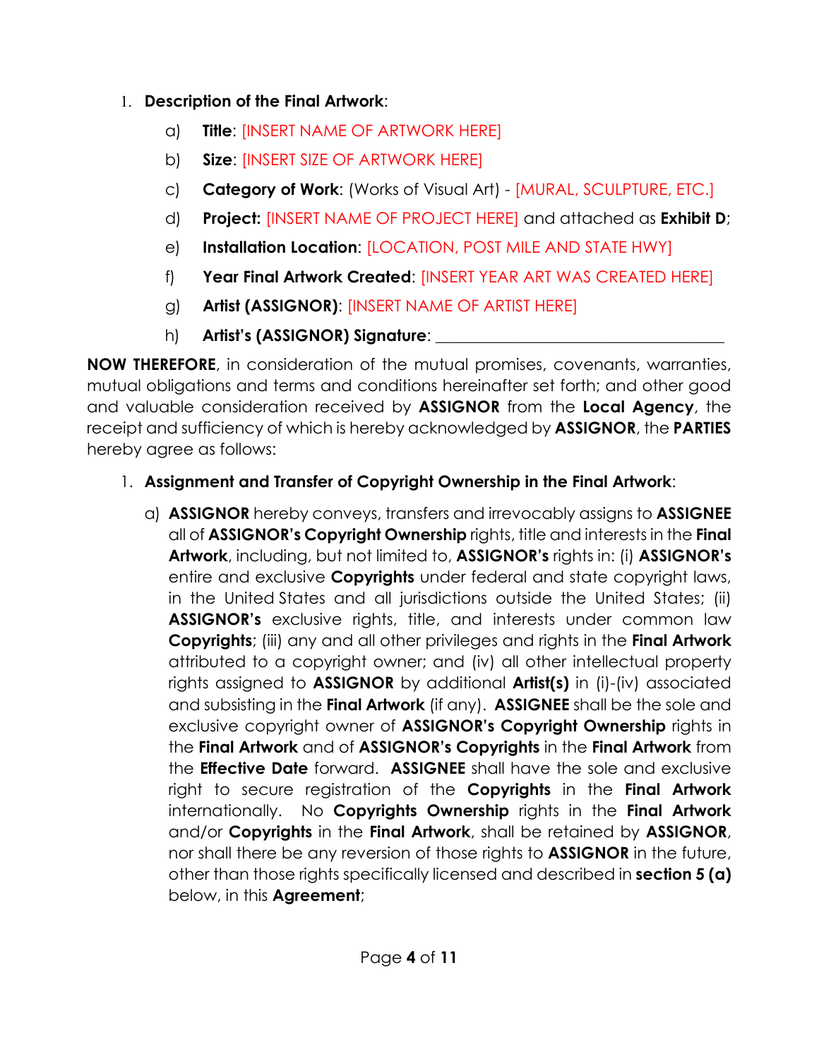1. **Description of the Final Artwork**:

    a) **Title**: [INSERT NAME OF ARTWORK HERE]

    b) **Size**: [INSERT SIZE OF ARTWORK HERE]

    c) **Category of Work**: (Works of Visual Art) - [MURAL, SCULPTURE, ETC.]

    d) **Project:** [INSERT NAME OF PROJECT HERE] and attached as **Exhibit D**;

    e) **Installation Location**: [LOCATION, POST MILE AND STATE HWY]

    f) **Year Final Artwork Created**: [INSERT YEAR ART WAS CREATED HERE]

    g) **Artist (ASSIGNOR)**: [INSERT NAME OF ARTIST HERE]

    h) **Artist's (ASSIGNOR) Signature**: ___________________________________

**NOW THEREFORE**, in consideration of the mutual promises, covenants, warranties, mutual obligations and terms and conditions hereinafter set forth; and other good and valuable consideration received by **ASSIGNOR** from the **Local Agency**, the receipt and sufficiency of which is hereby acknowledged by **ASSIGNOR**, the **PARTIES** hereby agree as follows:

1. **Assignment and Transfer of Copyright Ownership in the Final Artwork**:

    a) **ASSIGNOR** hereby conveys, transfers and irrevocably assigns to **ASSIGNEE** all of **ASSIGNOR's Copyright Ownership** rights, title and interests in the **Final Artwork**, including, but not limited to, **ASSIGNOR's** rights in: (i) **ASSIGNOR's** entire and exclusive **Copyrights** under federal and state copyright laws, in the United States and all jurisdictions outside the United States; (ii) **ASSIGNOR's** exclusive rights, title, and interests under common law **Copyrights**; (iii) any and all other privileges and rights in the **Final Artwork** attributed to a copyright owner; and (iv) all other intellectual property rights assigned to **ASSIGNOR** by additional **Artist(s)** in (i)-(iv) associated and subsisting in the **Final Artwork** (if any). **ASSIGNEE** shall be the sole and exclusive copyright owner of **ASSIGNOR's Copyright Ownership** rights in the **Final Artwork** and of **ASSIGNOR's Copyrights** in the **Final Artwork** from the **Effective Date** forward. **ASSIGNEE** shall have the sole and exclusive right to secure registration of the **Copyrights** in the **Final Artwork** internationally. No **Copyrights Ownership** rights in the **Final Artwork** and/or **Copyrights** in the **Final Artwork**, shall be retained by **ASSIGNOR**, nor shall there be any reversion of those rights to **ASSIGNOR** in the future, other than those rights specifically licensed and described in **section 5 (a)** below, in this **Agreement**;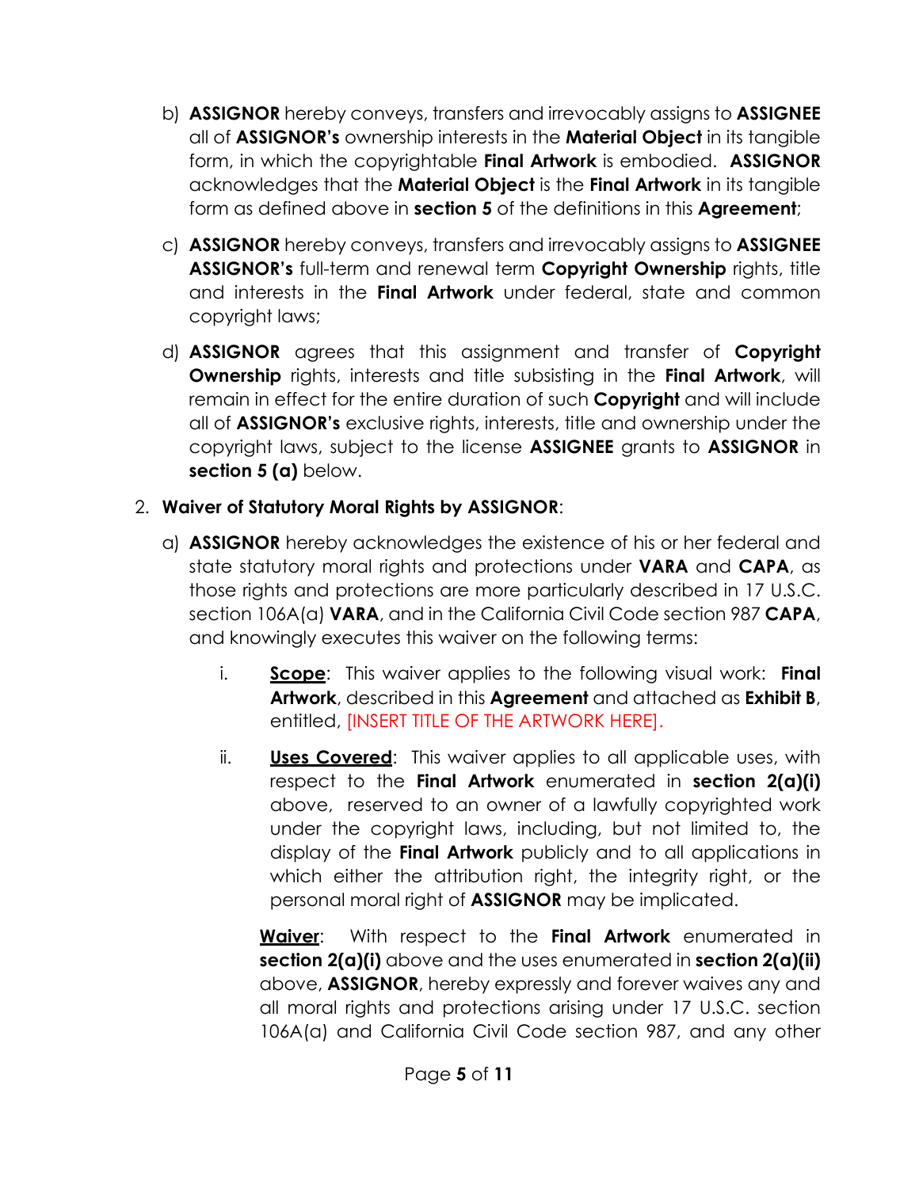b) **ASSIGNOR** hereby conveys, transfers and irrevocably assigns to **ASSIGNEE** all of **ASSIGNOR's** ownership interests in the **Material Object** in its tangible form, in which the copyrightable **Final Artwork** is embodied. **ASSIGNOR** acknowledges that the **Material Object** is the **Final Artwork** in its tangible form as defined above in **section 5** of the definitions in this **Agreement**;

c) **ASSIGNOR** hereby conveys, transfers and irrevocably assigns to **ASSIGNEE** **ASSIGNOR's** full-term and renewal term **Copyright Ownership** rights, title and interests in the **Final Artwork** under federal, state and common copyright laws;

d) **ASSIGNOR** agrees that this assignment and transfer of **Copyright Ownership** rights, interests and title subsisting in the **Final Artwork**, will remain in effect for the entire duration of such **Copyright** and will include all of **ASSIGNOR's** exclusive rights, interests, title and ownership under the copyright laws, subject to the license **ASSIGNEE** grants to **ASSIGNOR** in **section 5 (a)** below.

2. **Waiver of Statutory Moral Rights by ASSIGNOR**:

   a) **ASSIGNOR** hereby acknowledges the existence of his or her federal and state statutory moral rights and protections under **VARA** and **CAPA**, as those rights and protections are more particularly described in 17 U.S.C. section 106A(a) **VARA**, and in the California Civil Code section 987 **CAPA**, and knowingly executes this waiver on the following terms:

      i. **<u>Scope</u>**: This waiver applies to the following visual work: **Final Artwork**, described in this **Agreement** and attached as **Exhibit B**, entitled, [INSERT TITLE OF THE ARTWORK HERE].

      ii. **<u>Uses Covered</u>**: This waiver applies to all applicable uses, with respect to the **Final Artwork** enumerated in **section 2(a)(i)** above, reserved to an owner of a lawfully copyrighted work under the copyright laws, including, but not limited to, the display of the **Final Artwork** publicly and to all applications in which either the attribution right, the integrity right, or the personal moral right of **ASSIGNOR** may be implicated.

      **<u>Waiver</u>**: With respect to the **Final Artwork** enumerated in **section 2(a)(i)** above and the uses enumerated in **section 2(a)(ii)** above, **ASSIGNOR**, hereby expressly and forever waives any and all moral rights and protections arising under 17 U.S.C. section 106A(a) and California Civil Code section 987, and any other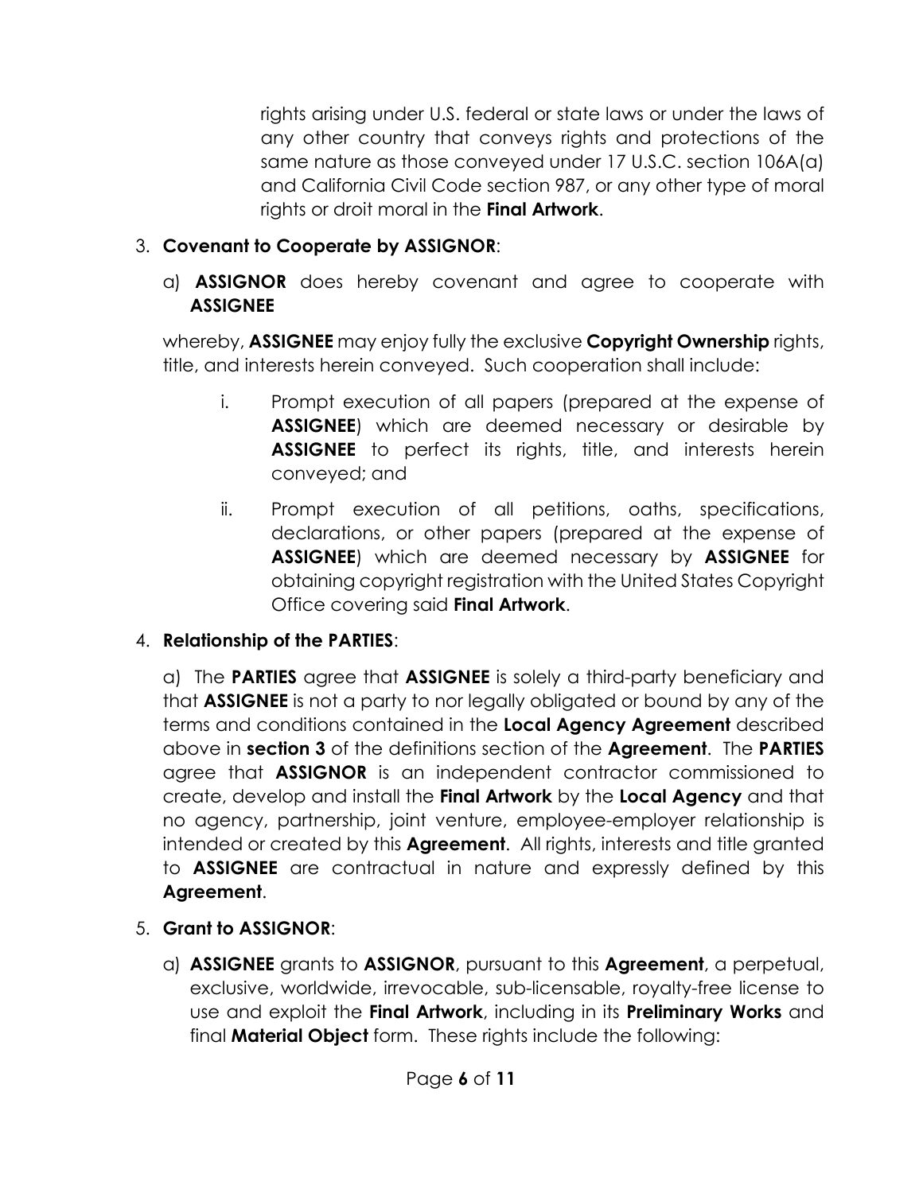rights arising under U.S. federal or state laws or under the laws of any other country that conveys rights and protections of the same nature as those conveyed under 17 U.S.C. section 106A(a) and California Civil Code section 987, or any other type of moral rights or droit moral in the **Final Artwork**.

3. **Covenant to Cooperate by ASSIGNOR**:

   a) **ASSIGNOR** does hereby covenant and agree to cooperate with **ASSIGNEE**

   whereby, **ASSIGNEE** may enjoy fully the exclusive **Copyright Ownership** rights, title, and interests herein conveyed. Such cooperation shall include:

   i. Prompt execution of all papers (prepared at the expense of **ASSIGNEE**) which are deemed necessary or desirable by **ASSIGNEE** to perfect its rights, title, and interests herein conveyed; and

   ii. Prompt execution of all petitions, oaths, specifications, declarations, or other papers (prepared at the expense of **ASSIGNEE**) which are deemed necessary by **ASSIGNEE** for obtaining copyright registration with the United States Copyright Office covering said **Final Artwork**.

4. **Relationship of the PARTIES**:

   a) The **PARTIES** agree that **ASSIGNEE** is solely a third-party beneficiary and that **ASSIGNEE** is not a party to nor legally obligated or bound by any of the terms and conditions contained in the **Local Agency Agreement** described above in **section 3** of the definitions section of the **Agreement**. The **PARTIES** agree that **ASSIGNOR** is an independent contractor commissioned to create, develop and install the **Final Artwork** by the **Local Agency** and that no agency, partnership, joint venture, employee-employer relationship is intended or created by this **Agreement**. All rights, interests and title granted to **ASSIGNEE** are contractual in nature and expressly defined by this **Agreement**.

5. **Grant to ASSIGNOR**:

   a) **ASSIGNEE** grants to **ASSIGNOR**, pursuant to this **Agreement**, a perpetual, exclusive, worldwide, irrevocable, sub-licensable, royalty-free license to use and exploit the **Final Artwork**, including in its **Preliminary Works** and final **Material Object** form. These rights include the following: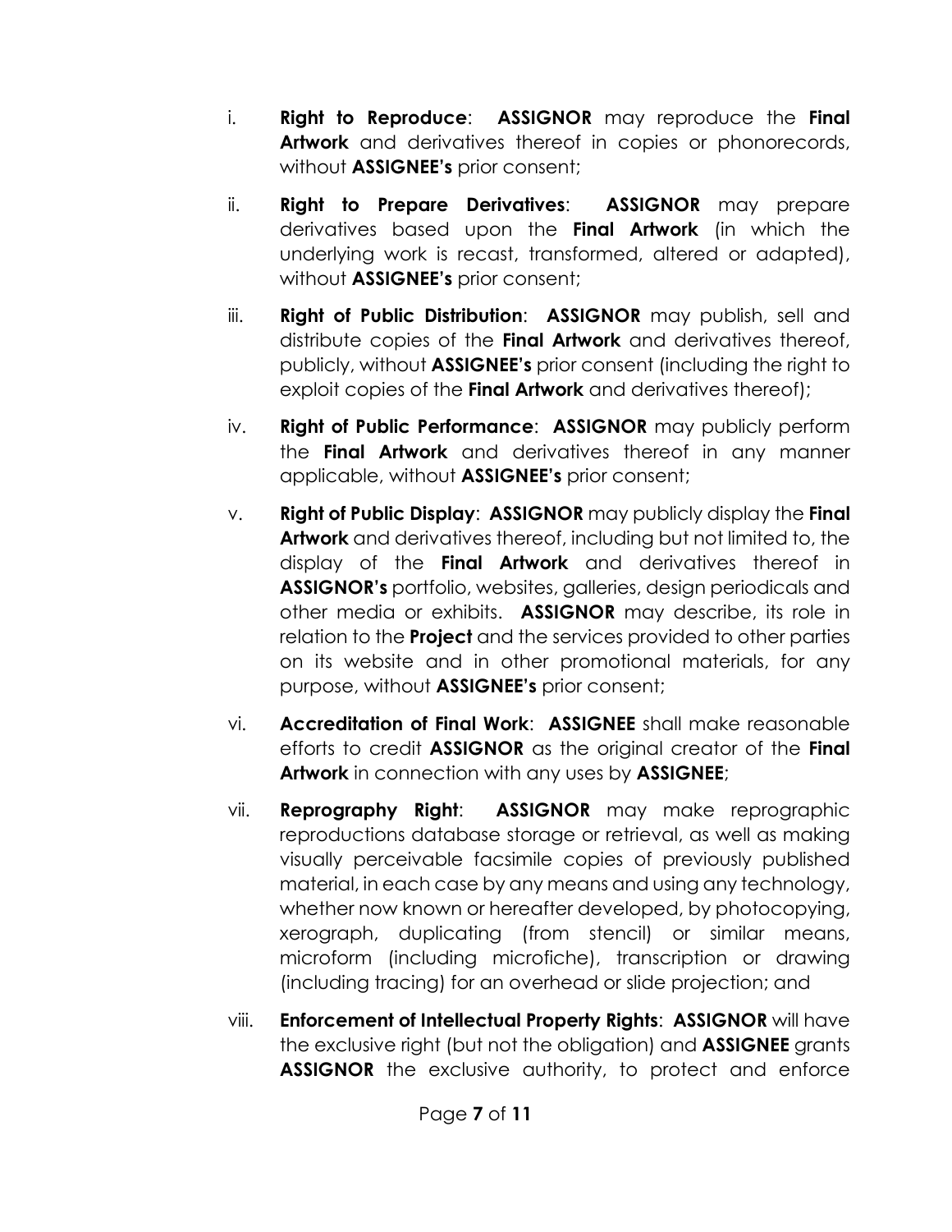i. **Right to Reproduce**: **ASSIGNOR** may reproduce the **Final Artwork** and derivatives thereof in copies or phonorecords, without **ASSIGNEE's** prior consent;

ii. **Right to Prepare Derivatives**: **ASSIGNOR** may prepare derivatives based upon the **Final Artwork** (in which the underlying work is recast, transformed, altered or adapted), without **ASSIGNEE's** prior consent;

iii. **Right of Public Distribution**: **ASSIGNOR** may publish, sell and distribute copies of the **Final Artwork** and derivatives thereof, publicly, without **ASSIGNEE's** prior consent (including the right to exploit copies of the **Final Artwork** and derivatives thereof);

iv. **Right of Public Performance**: **ASSIGNOR** may publicly perform the **Final Artwork** and derivatives thereof in any manner applicable, without **ASSIGNEE's** prior consent;

v. **Right of Public Display**: **ASSIGNOR** may publicly display the **Final Artwork** and derivatives thereof, including but not limited to, the display of the **Final Artwork** and derivatives thereof in **ASSIGNOR's** portfolio, websites, galleries, design periodicals and other media or exhibits. **ASSIGNOR** may describe, its role in relation to the **Project** and the services provided to other parties on its website and in other promotional materials, for any purpose, without **ASSIGNEE's** prior consent;

vi. **Accreditation of Final Work**: **ASSIGNEE** shall make reasonable efforts to credit **ASSIGNOR** as the original creator of the **Final Artwork** in connection with any uses by **ASSIGNEE**;

vii. **Reprography Right**: **ASSIGNOR** may make reprographic reproductions database storage or retrieval, as well as making visually perceivable facsimile copies of previously published material, in each case by any means and using any technology, whether now known or hereafter developed, by photocopying, xerograph, duplicating (from stencil) or similar means, microform (including microfiche), transcription or drawing (including tracing) for an overhead or slide projection; and

viii. **Enforcement of Intellectual Property Rights**: **ASSIGNOR** will have the exclusive right (but not the obligation) and **ASSIGNEE** grants **ASSIGNOR** the exclusive authority, to protect and enforce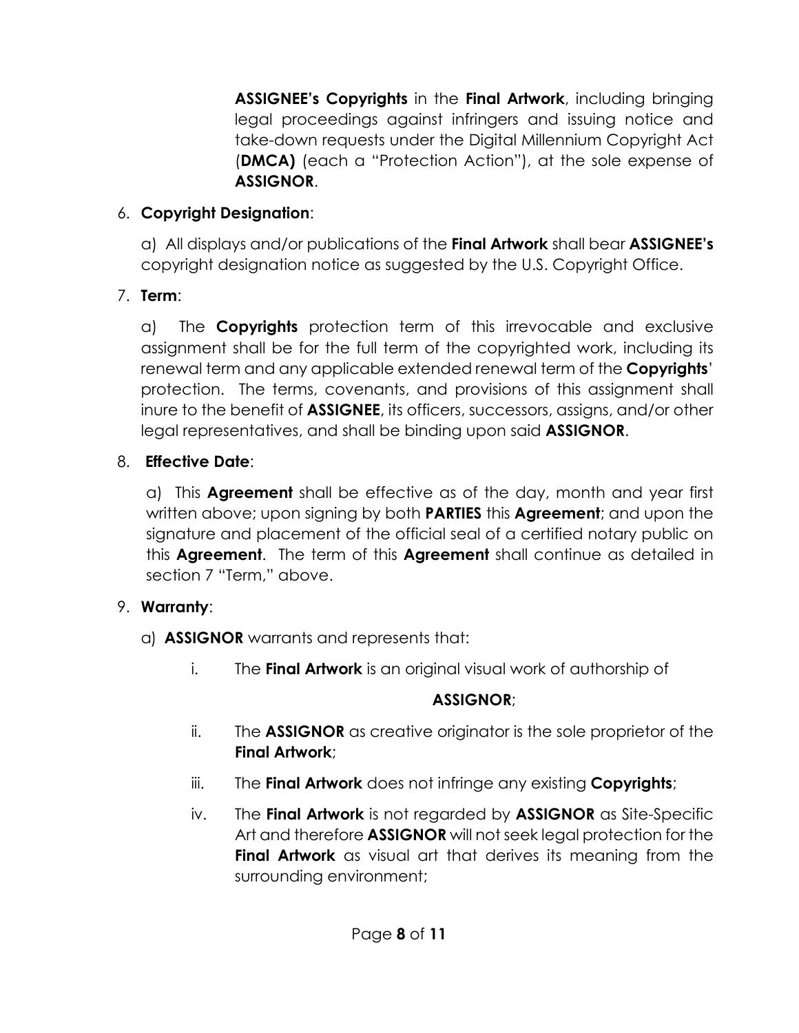**ASSIGNEE's Copyrights** in the **Final Artwork**, including bringing legal proceedings against infringers and issuing notice and take-down requests under the Digital Millennium Copyright Act (**DMCA)** (each a "Protection Action"), at the sole expense of **ASSIGNOR**.

6. **Copyright Designation**:

   a) All displays and/or publications of the **Final Artwork** shall bear **ASSIGNEE's** copyright designation notice as suggested by the U.S. Copyright Office.

7. **Term**:

   a) The **Copyrights** protection term of this irrevocable and exclusive assignment shall be for the full term of the copyrighted work, including its renewal term and any applicable extended renewal term of the **Copyrights**' protection. The terms, covenants, and provisions of this assignment shall inure to the benefit of **ASSIGNEE**, its officers, successors, assigns, and/or other legal representatives, and shall be binding upon said **ASSIGNOR**.

8. **Effective Date**:

   a) This **Agreement** shall be effective as of the day, month and year first written above; upon signing by both **PARTIES** this **Agreement**; and upon the signature and placement of the official seal of a certified notary public on this **Agreement**. The term of this **Agreement** shall continue as detailed in section 7 "Term," above.

9. **Warranty**:

   a) **ASSIGNOR** warrants and represents that:

      i. The **Final Artwork** is an original visual work of authorship of **ASSIGNOR**;

      ii. The **ASSIGNOR** as creative originator is the sole proprietor of the **Final Artwork**;

      iii. The **Final Artwork** does not infringe any existing **Copyrights**;

      iv. The **Final Artwork** is not regarded by **ASSIGNOR** as Site-Specific Art and therefore **ASSIGNOR** will not seek legal protection for the **Final Artwork** as visual art that derives its meaning from the surrounding environment;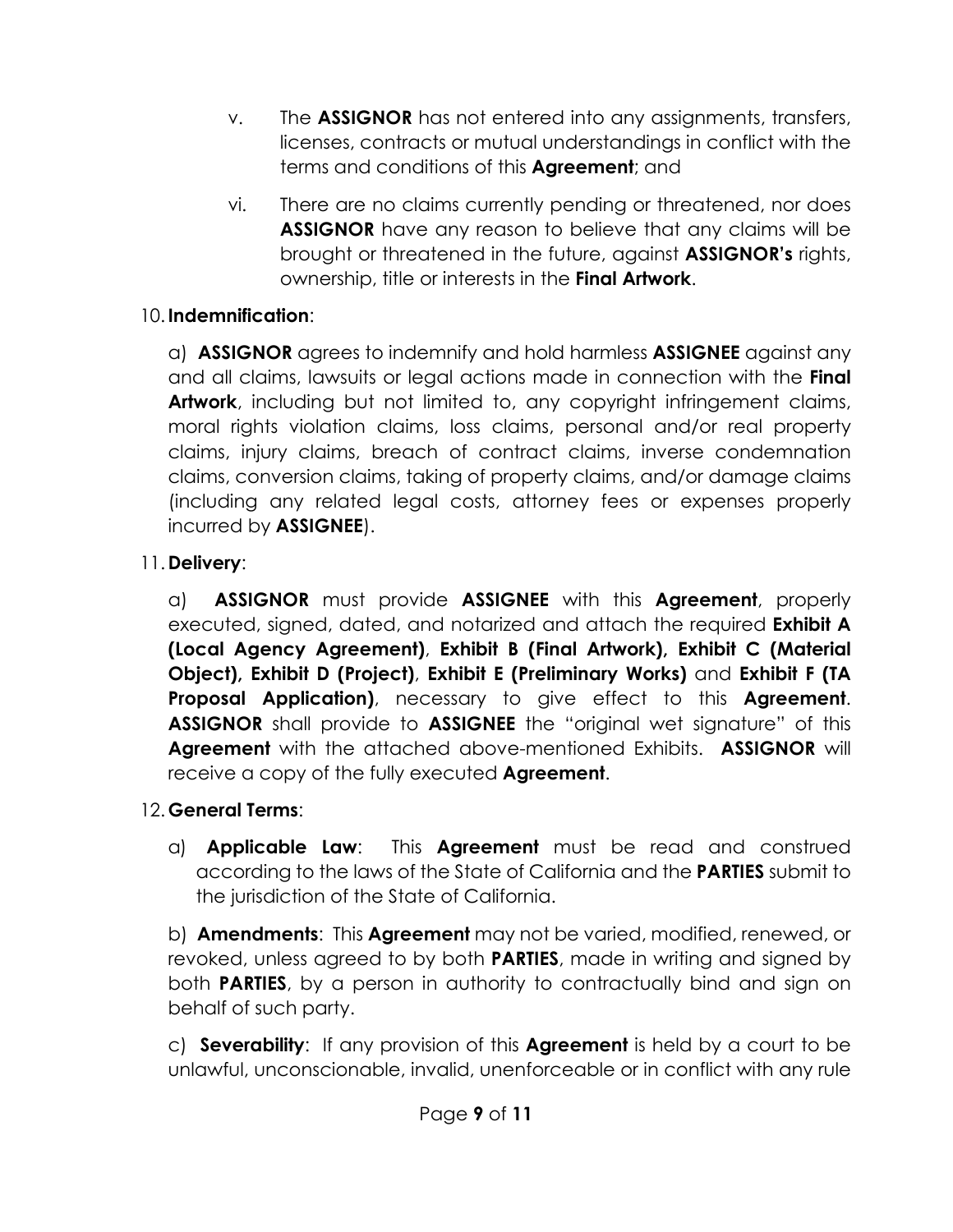v. The **ASSIGNOR** has not entered into any assignments, transfers, licenses, contracts or mutual understandings in conflict with the terms and conditions of this **Agreement**; and

vi. There are no claims currently pending or threatened, nor does **ASSIGNOR** have any reason to believe that any claims will be brought or threatened in the future, against **ASSIGNOR's** rights, ownership, title or interests in the **Final Artwork**.

10. **Indemnification**:

a) **ASSIGNOR** agrees to indemnify and hold harmless **ASSIGNEE** against any and all claims, lawsuits or legal actions made in connection with the **Final Artwork**, including but not limited to, any copyright infringement claims, moral rights violation claims, loss claims, personal and/or real property claims, injury claims, breach of contract claims, inverse condemnation claims, conversion claims, taking of property claims, and/or damage claims (including any related legal costs, attorney fees or expenses properly incurred by **ASSIGNEE**).

11. **Delivery**:

a) **ASSIGNOR** must provide **ASSIGNEE** with this **Agreement**, properly executed, signed, dated, and notarized and attach the required **Exhibit A (Local Agency Agreement)**, **Exhibit B (Final Artwork), Exhibit C (Material Object), Exhibit D (Project)**, **Exhibit E (Preliminary Works)** and **Exhibit F (TA Proposal Application)**, necessary to give effect to this **Agreement**. **ASSIGNOR** shall provide to **ASSIGNEE** the "original wet signature" of this **Agreement** with the attached above-mentioned Exhibits. **ASSIGNOR** will receive a copy of the fully executed **Agreement**.

12. **General Terms**:

a) **Applicable Law**: This **Agreement** must be read and construed according to the laws of the State of California and the **PARTIES** submit to the jurisdiction of the State of California.

b) **Amendments**: This **Agreement** may not be varied, modified, renewed, or revoked, unless agreed to by both **PARTIES**, made in writing and signed by both **PARTIES**, by a person in authority to contractually bind and sign on behalf of such party.

c) **Severability**: If any provision of this **Agreement** is held by a court to be unlawful, unconscionable, invalid, unenforceable or in conflict with any rule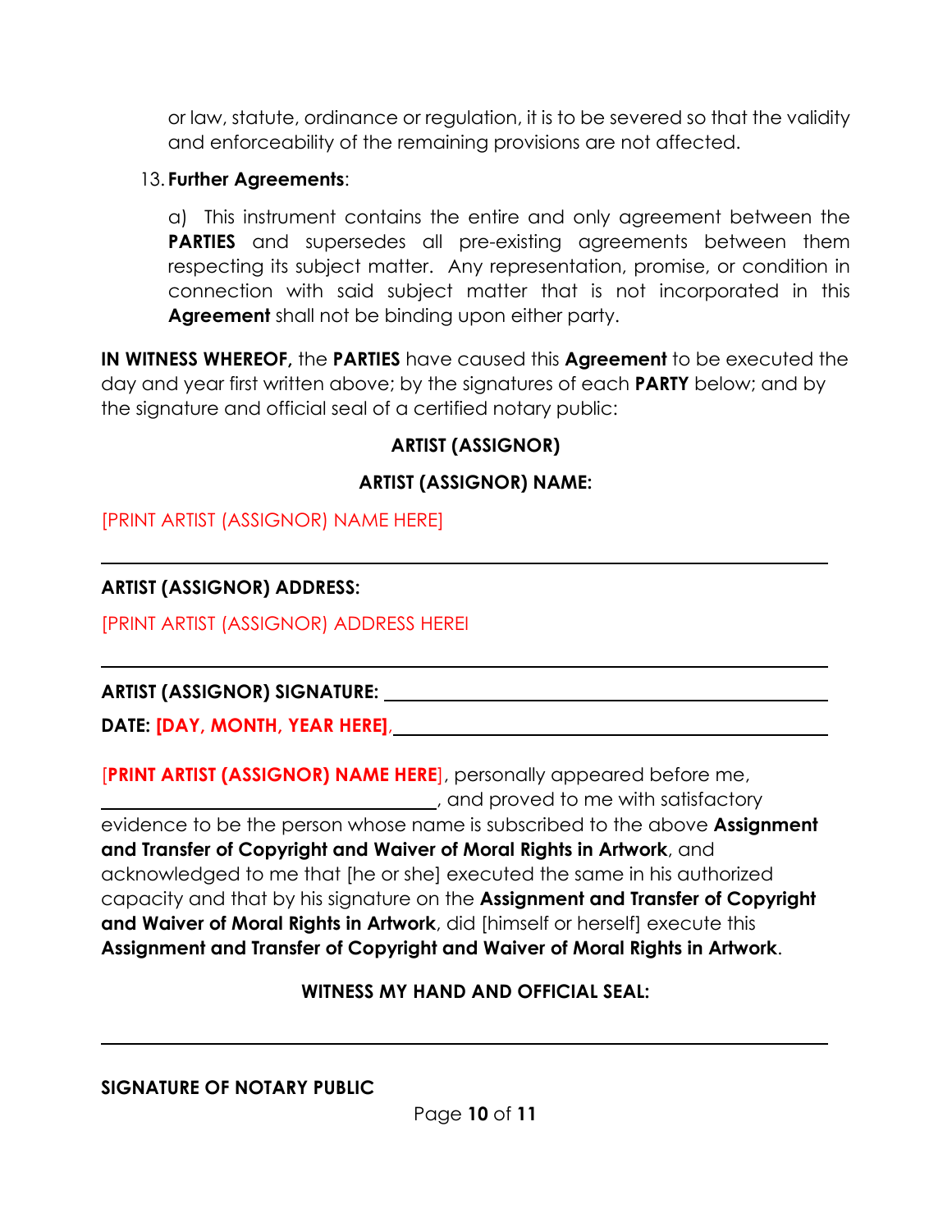or law, statute, ordinance or regulation, it is to be severed so that the validity and enforceability of the remaining provisions are not affected.

13. **Further Agreements**:

a) This instrument contains the entire and only agreement between the **PARTIES** and supersedes all pre-existing agreements between them respecting its subject matter. Any representation, promise, or condition in connection with said subject matter that is not incorporated in this **Agreement** shall not be binding upon either party.

**IN WITNESS WHEREOF,** the **PARTIES** have caused this **Agreement** to be executed the day and year first written above; by the signatures of each **PARTY** below; and by the signature and official seal of a certified notary public:

**ARTIST (ASSIGNOR)**

**ARTIST (ASSIGNOR) NAME:**

[PRINT ARTIST (ASSIGNOR) NAME HERE]

___________________________________________________________________

**ARTIST (ASSIGNOR) ADDRESS:**

[PRINT ARTIST (ASSIGNOR) ADDRESS HEREI

___________________________________________________________________

**ARTIST (ASSIGNOR) SIGNATURE:** ______________________________________

**DATE: [DAY, MONTH, YEAR HERE]**, ________________________________

[**PRINT ARTIST (ASSIGNOR) NAME HERE**], personally appeared before me, ______________________________, and proved to me with satisfactory evidence to be the person whose name is subscribed to the above **Assignment and Transfer of Copyright and Waiver of Moral Rights in Artwork**, and acknowledged to me that [he or she] executed the same in his authorized capacity and that by his signature on the **Assignment and Transfer of Copyright and Waiver of Moral Rights in Artwork**, did [himself or herself] execute this **Assignment and Transfer of Copyright and Waiver of Moral Rights in Artwork**.

**WITNESS MY HAND AND OFFICIAL SEAL:**

___________________________________________________________________

**SIGNATURE OF NOTARY PUBLIC**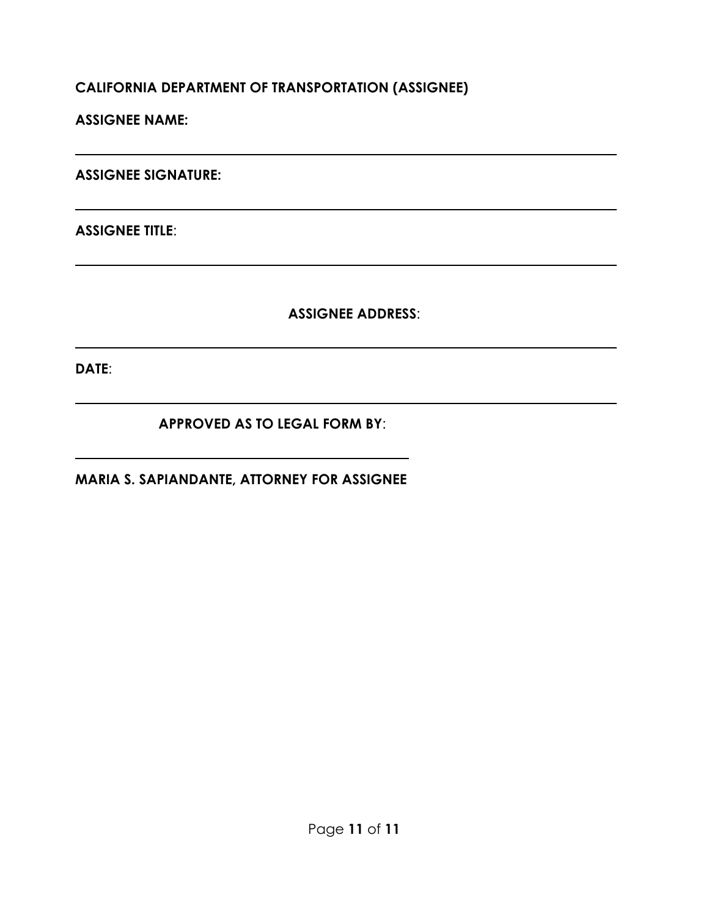**CALIFORNIA DEPARTMENT OF TRANSPORTATION (ASSIGNEE)**

**ASSIGNEE NAME:**

______________________________________________________________

**ASSIGNEE SIGNATURE:**

______________________________________________________________

**ASSIGNEE TITLE**:

______________________________________________________________

**ASSIGNEE ADDRESS**:

______________________________________________________________

**DATE**:

______________________________________________________________

**APPROVED AS TO LEGAL FORM BY**:

______________________________________

**MARIA S. SAPIANDANTE, ATTORNEY FOR ASSIGNEE**